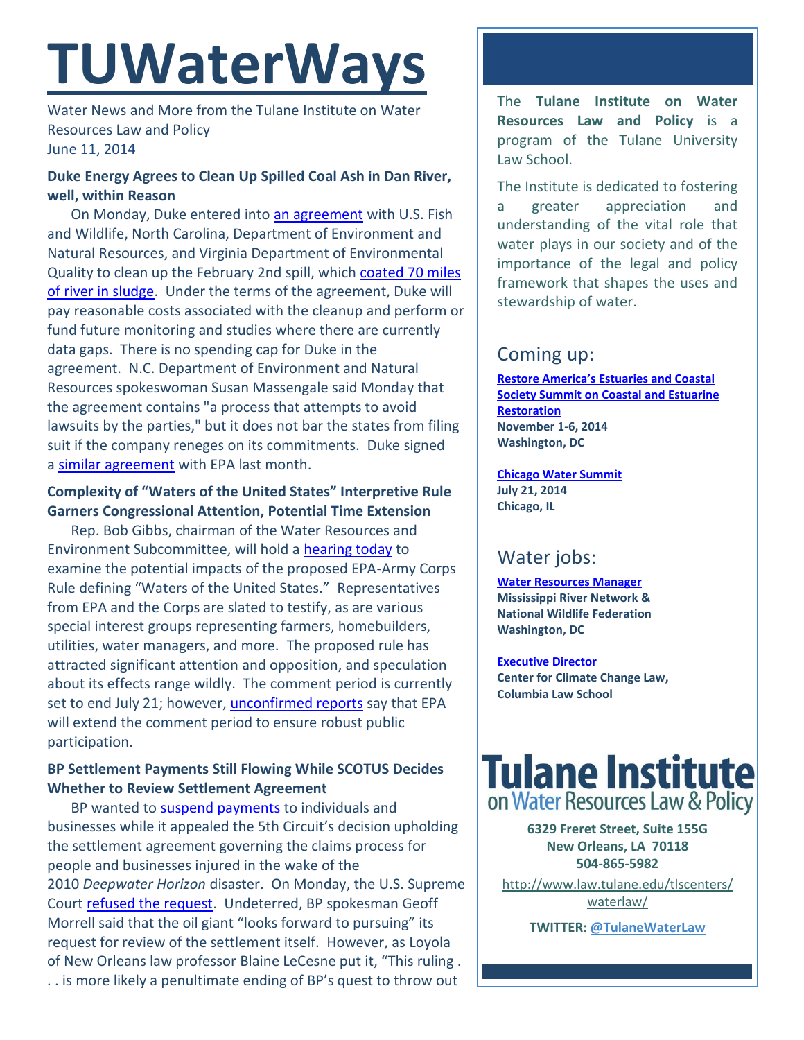# TUWaterWays

Water News and More from the Tulane Institute on Water Resources Law and Policy
June 11, 2014

### Duke Energy Agrees to Clean Up Spilled Coal Ash in Dan River, well, within Reason

On Monday, Duke entered into an agreement with U.S. Fish and Wildlife, North Carolina, Department of Environment and Natural Resources, and Virginia Department of Environmental Quality to clean up the February 2nd spill, which coated 70 miles of river in sludge. Under the terms of the agreement, Duke will pay reasonable costs associated with the cleanup and perform or fund future monitoring and studies where there are currently data gaps. There is no spending cap for Duke in the agreement. N.C. Department of Environment and Natural Resources spokeswoman Susan Massengale said Monday that the agreement contains "a process that attempts to avoid lawsuits by the parties," but it does not bar the states from filing suit if the company reneges on its commitments. Duke signed a similar agreement with EPA last month.

### Complexity of "Waters of the United States" Interpretive Rule Garners Congressional Attention, Potential Time Extension

Rep. Bob Gibbs, chairman of the Water Resources and Environment Subcommittee, will hold a hearing today to examine the potential impacts of the proposed EPA-Army Corps Rule defining "Waters of the United States." Representatives from EPA and the Corps are slated to testify, as are various special interest groups representing farmers, homebuilders, utilities, water managers, and more. The proposed rule has attracted significant attention and opposition, and speculation about its effects range wildly. The comment period is currently set to end July 21; however, unconfirmed reports say that EPA will extend the comment period to ensure robust public participation.

### BP Settlement Payments Still Flowing While SCOTUS Decides Whether to Review Settlement Agreement

BP wanted to suspend payments to individuals and businesses while it appealed the 5th Circuit's decision upholding the settlement agreement governing the claims process for people and businesses injured in the wake of the 2010 *Deepwater Horizon* disaster. On Monday, the U.S. Supreme Court refused the request. Undeterred, BP spokesman Geoff Morrell said that the oil giant "looks forward to pursuing" its request for review of the settlement itself. However, as Loyola of New Orleans law professor Blaine LeCesne put it, "This ruling . . . is more likely a penultimate ending of BP's quest to throw out

---

The **Tulane Institute on Water Resources Law and Policy** is a program of the Tulane University Law School.

The Institute is dedicated to fostering a greater appreciation and understanding of the vital role that water plays in our society and of the importance of the legal and policy framework that shapes the uses and stewardship of water.

## Coming up:

**Restore America's Estuaries and Coastal Society Summit on Coastal and Estuarine Restoration**
**November 1-6, 2014**
**Washington, DC**

**Chicago Water Summit**
**July 21, 2014**
**Chicago, IL**

## Water jobs:

**Water Resources Manager**
**Mississippi River Network & National Wildlife Federation**
**Washington, DC**

**Executive Director**
**Center for Climate Change Law, Columbia Law School**

**Tulane Institute on Water Resources Law & Policy**

**6329 Freret Street, Suite 155G**
**New Orleans, LA 70118**
**504-865-5982**

http://www.law.tulane.edu/tlscenters/waterlaw/

**TWITTER: @TulaneWaterLaw**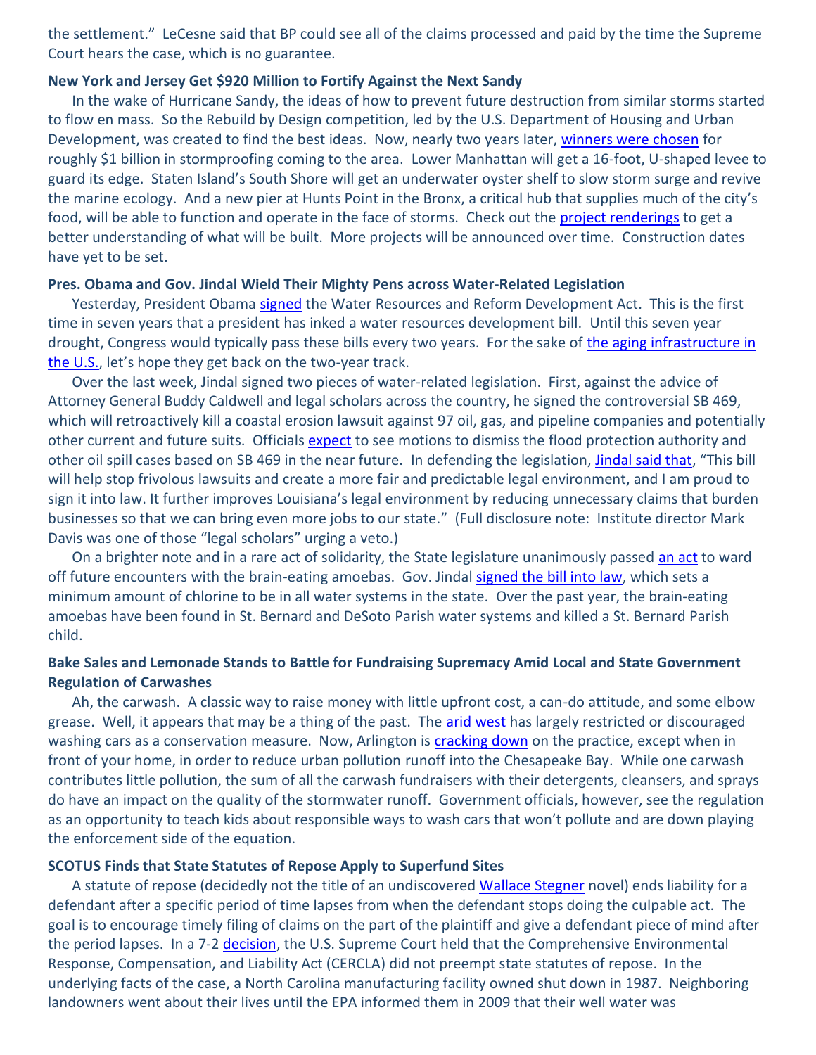the settlement." LeCesne said that BP could see all of the claims processed and paid by the time the Supreme Court hears the case, which is no guarantee.

**New York and Jersey Get $920 Million to Fortify Against the Next Sandy**

In the wake of Hurricane Sandy, the ideas of how to prevent future destruction from similar storms started to flow en mass. So the Rebuild by Design competition, led by the U.S. Department of Housing and Urban Development, was created to find the best ideas. Now, nearly two years later, winners were chosen for roughly $1 billion in stormproofing coming to the area. Lower Manhattan will get a 16-foot, U-shaped levee to guard its edge. Staten Island's South Shore will get an underwater oyster shelf to slow storm surge and revive the marine ecology. And a new pier at Hunts Point in the Bronx, a critical hub that supplies much of the city's food, will be able to function and operate in the face of storms. Check out the project renderings to get a better understanding of what will be built. More projects will be announced over time. Construction dates have yet to be set.

**Pres. Obama and Gov. Jindal Wield Their Mighty Pens across Water-Related Legislation**

Yesterday, President Obama signed the Water Resources and Reform Development Act. This is the first time in seven years that a president has inked a water resources development bill. Until this seven year drought, Congress would typically pass these bills every two years. For the sake of the aging infrastructure in the U.S., let's hope they get back on the two-year track.

Over the last week, Jindal signed two pieces of water-related legislation. First, against the advice of Attorney General Buddy Caldwell and legal scholars across the country, he signed the controversial SB 469, which will retroactively kill a coastal erosion lawsuit against 97 oil, gas, and pipeline companies and potentially other current and future suits. Officials expect to see motions to dismiss the flood protection authority and other oil spill cases based on SB 469 in the near future. In defending the legislation, Jindal said that, "This bill will help stop frivolous lawsuits and create a more fair and predictable legal environment, and I am proud to sign it into law. It further improves Louisiana's legal environment by reducing unnecessary claims that burden businesses so that we can bring even more jobs to our state." (Full disclosure note: Institute director Mark Davis was one of those "legal scholars" urging a veto.)

On a brighter note and in a rare act of solidarity, the State legislature unanimously passed an act to ward off future encounters with the brain-eating amoebas. Gov. Jindal signed the bill into law, which sets a minimum amount of chlorine to be in all water systems in the state. Over the past year, the brain-eating amoebas have been found in St. Bernard and DeSoto Parish water systems and killed a St. Bernard Parish child.

**Bake Sales and Lemonade Stands to Battle for Fundraising Supremacy Amid Local and State Government Regulation of Carwashes**

Ah, the carwash. A classic way to raise money with little upfront cost, a can-do attitude, and some elbow grease. Well, it appears that may be a thing of the past. The arid west has largely restricted or discouraged washing cars as a conservation measure. Now, Arlington is cracking down on the practice, except when in front of your home, in order to reduce urban pollution runoff into the Chesapeake Bay. While one carwash contributes little pollution, the sum of all the carwash fundraisers with their detergents, cleansers, and sprays do have an impact on the quality of the stormwater runoff. Government officials, however, see the regulation as an opportunity to teach kids about responsible ways to wash cars that won't pollute and are down playing the enforcement side of the equation.

**SCOTUS Finds that State Statutes of Repose Apply to Superfund Sites**

A statute of repose (decidedly not the title of an undiscovered Wallace Stegner novel) ends liability for a defendant after a specific period of time lapses from when the defendant stops doing the culpable act. The goal is to encourage timely filing of claims on the part of the plaintiff and give a defendant piece of mind after the period lapses. In a 7-2 decision, the U.S. Supreme Court held that the Comprehensive Environmental Response, Compensation, and Liability Act (CERCLA) did not preempt state statutes of repose. In the underlying facts of the case, a North Carolina manufacturing facility owned shut down in 1987. Neighboring landowners went about their lives until the EPA informed them in 2009 that their well water was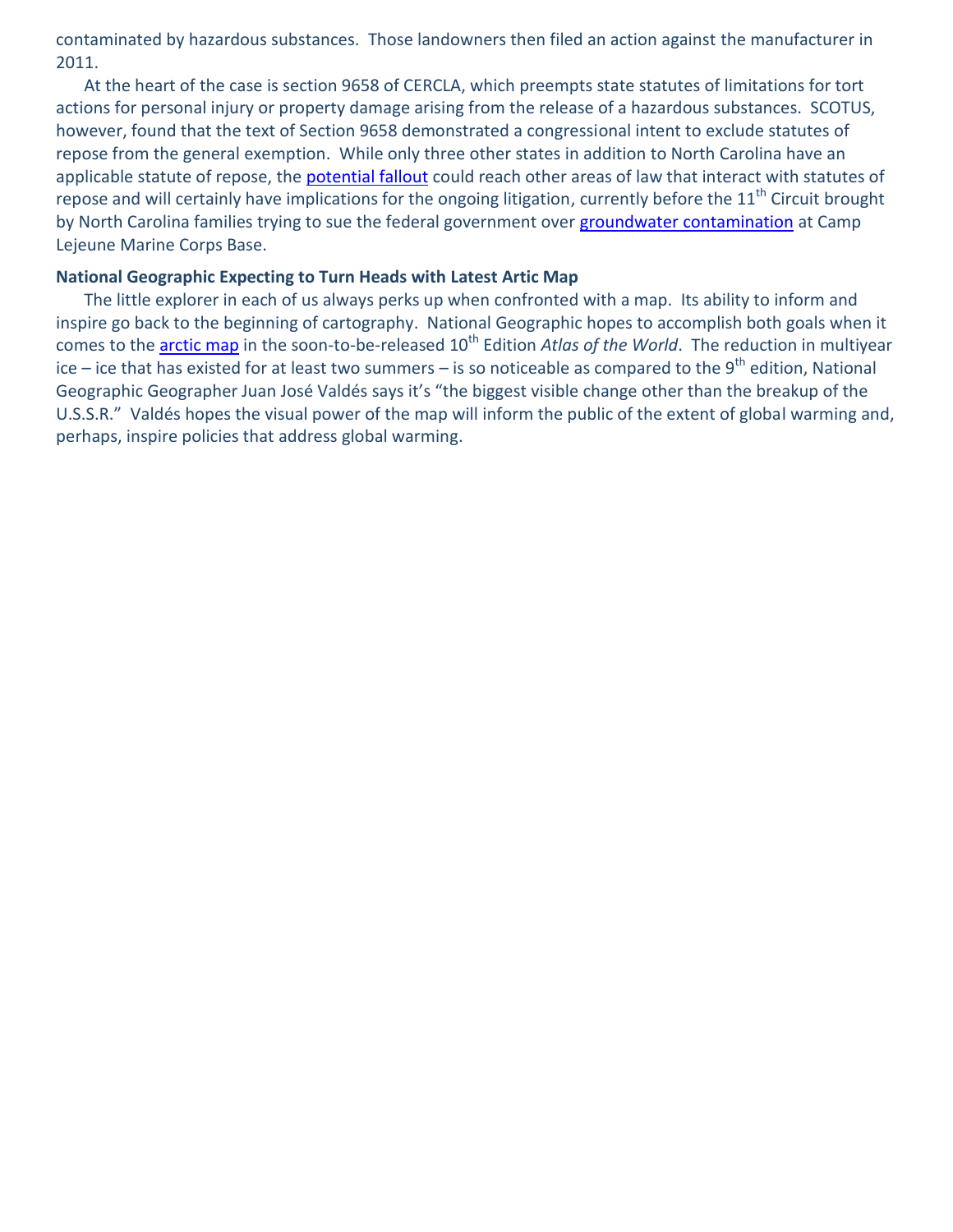contaminated by hazardous substances. Those landowners then filed an action against the manufacturer in 2011.

At the heart of the case is section 9658 of CERCLA, which preempts state statutes of limitations for tort actions for personal injury or property damage arising from the release of a hazardous substances. SCOTUS, however, found that the text of Section 9658 demonstrated a congressional intent to exclude statutes of repose from the general exemption. While only three other states in addition to North Carolina have an applicable statute of repose, the potential fallout could reach other areas of law that interact with statutes of repose and will certainly have implications for the ongoing litigation, currently before the 11th Circuit brought by North Carolina families trying to sue the federal government over groundwater contamination at Camp Lejeune Marine Corps Base.

**National Geographic Expecting to Turn Heads with Latest Artic Map**

The little explorer in each of us always perks up when confronted with a map. Its ability to inform and inspire go back to the beginning of cartography. National Geographic hopes to accomplish both goals when it comes to the arctic map in the soon-to-be-released 10th Edition *Atlas of the World*. The reduction in multiyear ice – ice that has existed for at least two summers – is so noticeable as compared to the 9th edition, National Geographic Geographer Juan José Valdés says it's "the biggest visible change other than the breakup of the U.S.S.R." Valdés hopes the visual power of the map will inform the public of the extent of global warming and, perhaps, inspire policies that address global warming.